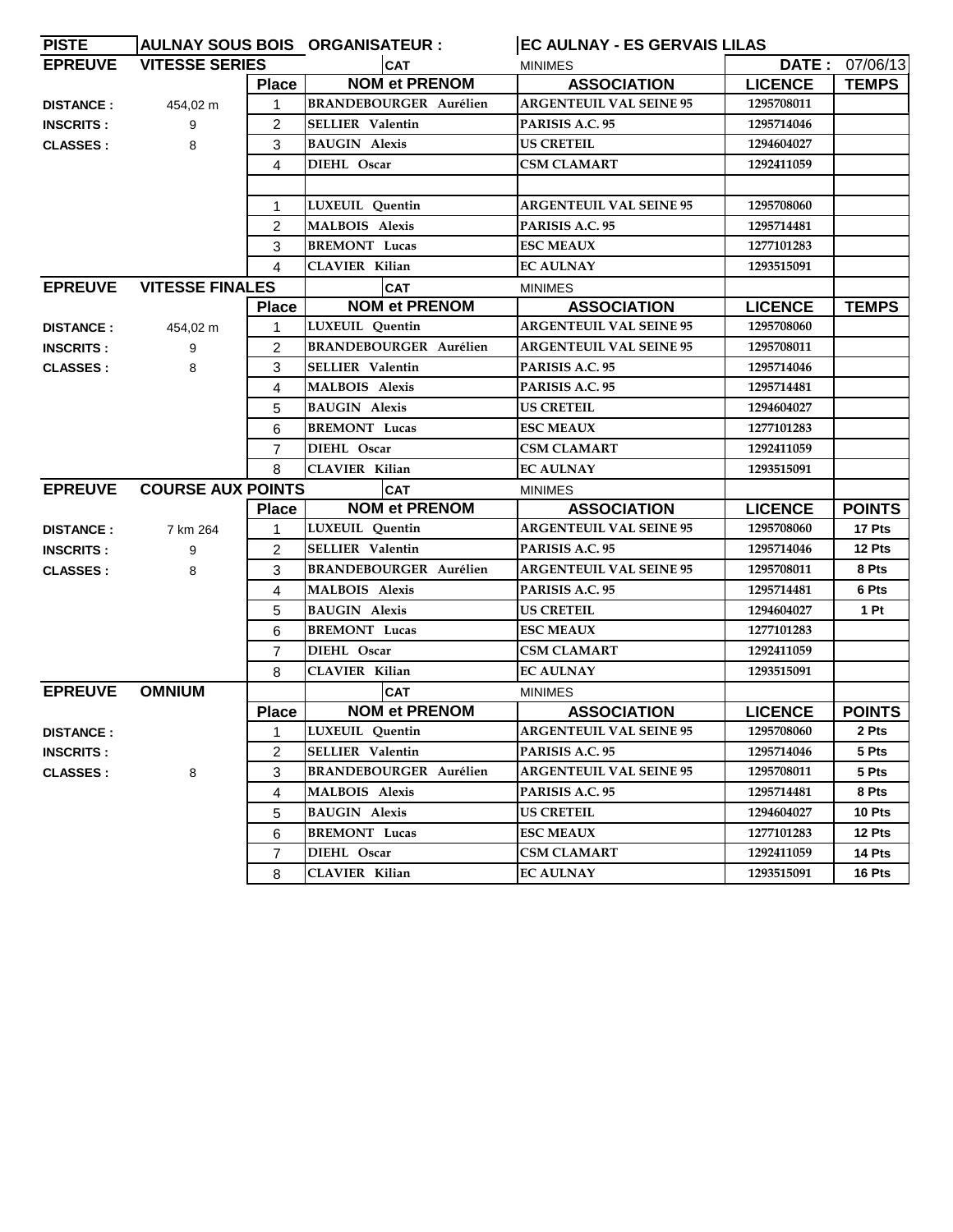| PISTE | AULNAY SOUS BOIS | ORGANISATEUR : | | EC AULNAY - ES GERVAIS LILAS | | |
|---|---|---|---|---|---|---|
| **EPREUVE** | **VITESSE SERIES** | | **CAT** | MINIMES | **DATE :** | 07/06/13 |
| | | **Place** | **NOM et PRENOM** | **ASSOCIATION** | **LICENCE** | **TEMPS** |
| **DISTANCE :** | 454,02 m | 1 | BRANDEBOURGER Aurélien | ARGENTEUIL VAL SEINE 95 | 1295708011 | |
| **INSCRITS :** | 9 | 2 | SELLIER Valentin | PARISIS A.C. 95 | 1295714046 | |
| **CLASSES :** | 8 | 3 | BAUGIN Alexis | US CRETEIL | 1294604027 | |
| | | 4 | DIEHL Oscar | CSM CLAMART | 1292411059 | |
| | | | | | | |
| | | 1 | LUXEUIL Quentin | ARGENTEUIL VAL SEINE 95 | 1295708060 | |
| | | 2 | MALBOIS Alexis | PARISIS A.C. 95 | 1295714481 | |
| | | 3 | BREMONT Lucas | ESC MEAUX | 1277101283 | |
| | | 4 | CLAVIER Kilian | EC AULNAY | 1293515091 | |
| **EPREUVE** | **VITESSE FINALES** | | **CAT** | MINIMES | | |
| | | **Place** | **NOM et PRENOM** | **ASSOCIATION** | **LICENCE** | **TEMPS** |
| **DISTANCE :** | 454,02 m | 1 | LUXEUIL Quentin | ARGENTEUIL VAL SEINE 95 | 1295708060 | |
| **INSCRITS :** | 9 | 2 | BRANDEBOURGER Aurélien | ARGENTEUIL VAL SEINE 95 | 1295708011 | |
| **CLASSES :** | 8 | 3 | SELLIER Valentin | PARISIS A.C. 95 | 1295714046 | |
| | | 4 | MALBOIS Alexis | PARISIS A.C. 95 | 1295714481 | |
| | | 5 | BAUGIN Alexis | US CRETEIL | 1294604027 | |
| | | 6 | BREMONT Lucas | ESC MEAUX | 1277101283 | |
| | | 7 | DIEHL Oscar | CSM CLAMART | 1292411059 | |
| | | 8 | CLAVIER Kilian | EC AULNAY | 1293515091 | |
| **EPREUVE** | **COURSE AUX POINTS** | | **CAT** | MINIMES | | |
| | | **Place** | **NOM et PRENOM** | **ASSOCIATION** | **LICENCE** | **POINTS** |
| **DISTANCE :** | 7 km 264 | 1 | LUXEUIL Quentin | ARGENTEUIL VAL SEINE 95 | 1295708060 | 17 Pts |
| **INSCRITS :** | 9 | 2 | SELLIER Valentin | PARISIS A.C. 95 | 1295714046 | 12 Pts |
| **CLASSES :** | 8 | 3 | BRANDEBOURGER Aurélien | ARGENTEUIL VAL SEINE 95 | 1295708011 | 8 Pts |
| | | 4 | MALBOIS Alexis | PARISIS A.C. 95 | 1295714481 | 6 Pts |
| | | 5 | BAUGIN Alexis | US CRETEIL | 1294604027 | 1 Pt |
| | | 6 | BREMONT Lucas | ESC MEAUX | 1277101283 | |
| | | 7 | DIEHL Oscar | CSM CLAMART | 1292411059 | |
| | | 8 | CLAVIER Kilian | EC AULNAY | 1293515091 | |
| **EPREUVE** | **OMNIUM** | | **CAT** | MINIMES | | |
| | | **Place** | **NOM et PRENOM** | **ASSOCIATION** | **LICENCE** | **POINTS** |
| **DISTANCE :** | | 1 | LUXEUIL Quentin | ARGENTEUIL VAL SEINE 95 | 1295708060 | 2 Pts |
| **INSCRITS :** | | 2 | SELLIER Valentin | PARISIS A.C. 95 | 1295714046 | 5 Pts |
| **CLASSES :** | 8 | 3 | BRANDEBOURGER Aurélien | ARGENTEUIL VAL SEINE 95 | 1295708011 | 5 Pts |
| | | 4 | MALBOIS Alexis | PARISIS A.C. 95 | 1295714481 | 8 Pts |
| | | 5 | BAUGIN Alexis | US CRETEIL | 1294604027 | 10 Pts |
| | | 6 | BREMONT Lucas | ESC MEAUX | 1277101283 | 12 Pts |
| | | 7 | DIEHL Oscar | CSM CLAMART | 1292411059 | 14 Pts |
| | | 8 | CLAVIER Kilian | EC AULNAY | 1293515091 | 16 Pts |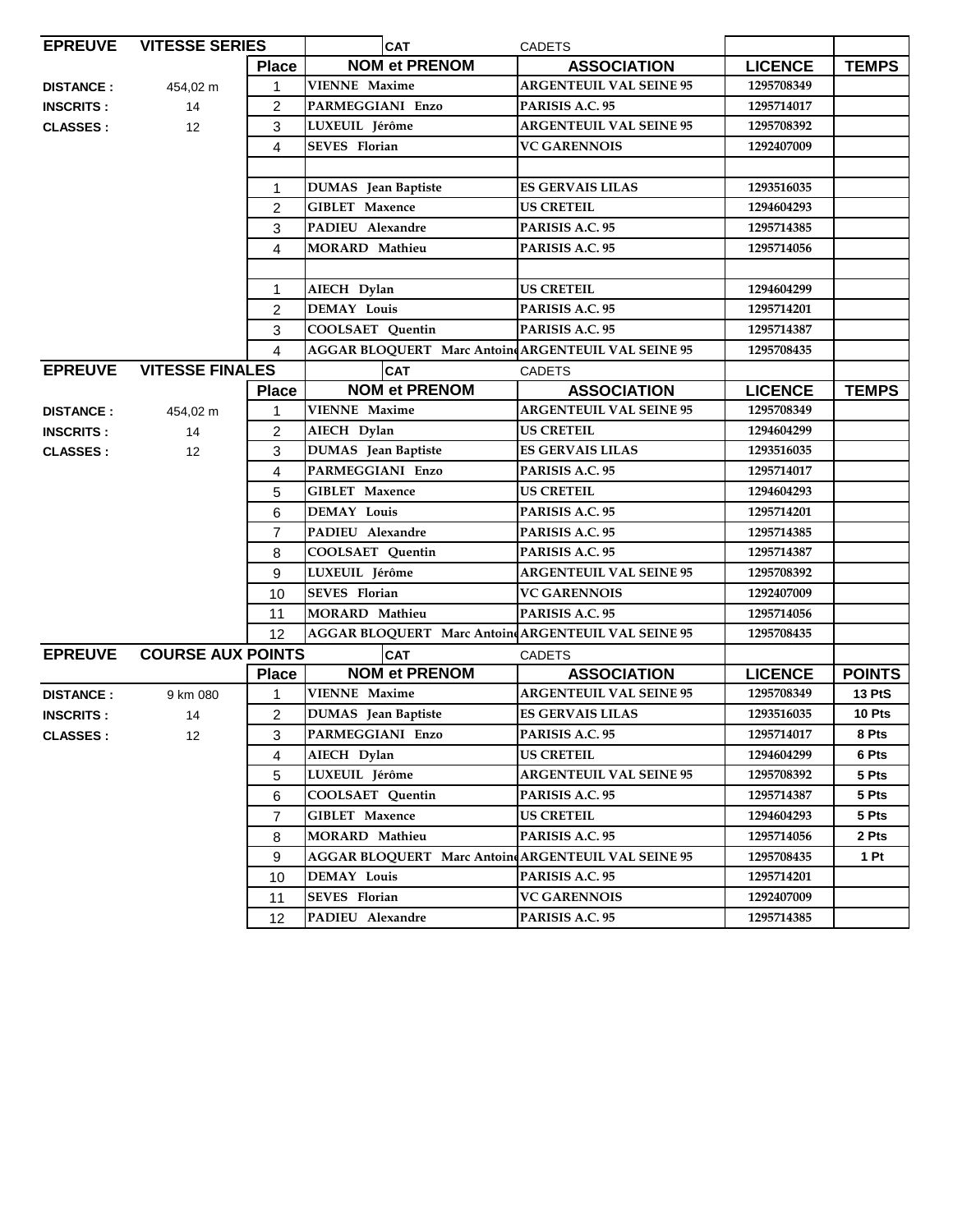| EPREUVE | VITESSE SERIES | | CAT | CADETS | | |
|---|---|---|---|---|---|---|
| | | **Place** | **NOM et PRENOM** | **ASSOCIATION** | **LICENCE** | **TEMPS** |
| **DISTANCE :** | 454,02 m | 1 | VIENNE Maxime | ARGENTEUIL VAL SEINE 95 | 1295708349 | |
| **INSCRITS :** | 14 | 2 | PARMEGGIANI Enzo | PARISIS A.C. 95 | 1295714017 | |
| **CLASSES :** | 12 | 3 | LUXEUIL Jérôme | ARGENTEUIL VAL SEINE 95 | 1295708392 | |
| | | 4 | SEVES Florian | VC GARENNOIS | 1292407009 | |
| | | | | | | |
| | | 1 | DUMAS Jean Baptiste | ES GERVAIS LILAS | 1293516035 | |
| | | 2 | GIBLET Maxence | US CRETEIL | 1294604293 | |
| | | 3 | PADIEU Alexandre | PARISIS A.C. 95 | 1295714385 | |
| | | 4 | MORARD Mathieu | PARISIS A.C. 95 | 1295714056 | |
| | | | | | | |
| | | 1 | AIECH Dylan | US CRETEIL | 1294604299 | |
| | | 2 | DEMAY Louis | PARISIS A.C. 95 | 1295714201 | |
| | | 3 | COOLSAET Quentin | PARISIS A.C. 95 | 1295714387 | |
| | | 4 | AGGAR BLOQUERT Marc Antoine | ARGENTEUIL VAL SEINE 95 | 1295708435 | |

| EPREUVE | VITESSE FINALES | | CAT | CADETS | | |
|---|---|---|---|---|---|---|
| | | **Place** | **NOM et PRENOM** | **ASSOCIATION** | **LICENCE** | **TEMPS** |
| **DISTANCE :** | 454,02 m | 1 | VIENNE Maxime | ARGENTEUIL VAL SEINE 95 | 1295708349 | |
| **INSCRITS :** | 14 | 2 | AIECH Dylan | US CRETEIL | 1294604299 | |
| **CLASSES :** | 12 | 3 | DUMAS Jean Baptiste | ES GERVAIS LILAS | 1293516035 | |
| | | 4 | PARMEGGIANI Enzo | PARISIS A.C. 95 | 1295714017 | |
| | | 5 | GIBLET Maxence | US CRETEIL | 1294604293 | |
| | | 6 | DEMAY Louis | PARISIS A.C. 95 | 1295714201 | |
| | | 7 | PADIEU Alexandre | PARISIS A.C. 95 | 1295714385 | |
| | | 8 | COOLSAET Quentin | PARISIS A.C. 95 | 1295714387 | |
| | | 9 | LUXEUIL Jérôme | ARGENTEUIL VAL SEINE 95 | 1295708392 | |
| | | 10 | SEVES Florian | VC GARENNOIS | 1292407009 | |
| | | 11 | MORARD Mathieu | PARISIS A.C. 95 | 1295714056 | |
| | | 12 | AGGAR BLOQUERT Marc Antoine | ARGENTEUIL VAL SEINE 95 | 1295708435 | |

| EPREUVE | COURSE AUX POINTS | | CAT | CADETS | | |
|---|---|---|---|---|---|---|
| | | **Place** | **NOM et PRENOM** | **ASSOCIATION** | **LICENCE** | **POINTS** |
| **DISTANCE :** | 9 km 080 | 1 | VIENNE Maxime | ARGENTEUIL VAL SEINE 95 | 1295708349 | 13 PtS |
| **INSCRITS :** | 14 | 2 | DUMAS Jean Baptiste | ES GERVAIS LILAS | 1293516035 | 10 Pts |
| **CLASSES :** | 12 | 3 | PARMEGGIANI Enzo | PARISIS A.C. 95 | 1295714017 | 8 Pts |
| | | 4 | AIECH Dylan | US CRETEIL | 1294604299 | 6 Pts |
| | | 5 | LUXEUIL Jérôme | ARGENTEUIL VAL SEINE 95 | 1295708392 | 5 Pts |
| | | 6 | COOLSAET Quentin | PARISIS A.C. 95 | 1295714387 | 5 Pts |
| | | 7 | GIBLET Maxence | US CRETEIL | 1294604293 | 5 Pts |
| | | 8 | MORARD Mathieu | PARISIS A.C. 95 | 1295714056 | 2 Pts |
| | | 9 | AGGAR BLOQUERT Marc Antoine | ARGENTEUIL VAL SEINE 95 | 1295708435 | 1 Pt |
| | | 10 | DEMAY Louis | PARISIS A.C. 95 | 1295714201 | |
| | | 11 | SEVES Florian | VC GARENNOIS | 1292407009 | |
| | | 12 | PADIEU Alexandre | PARISIS A.C. 95 | 1295714385 | |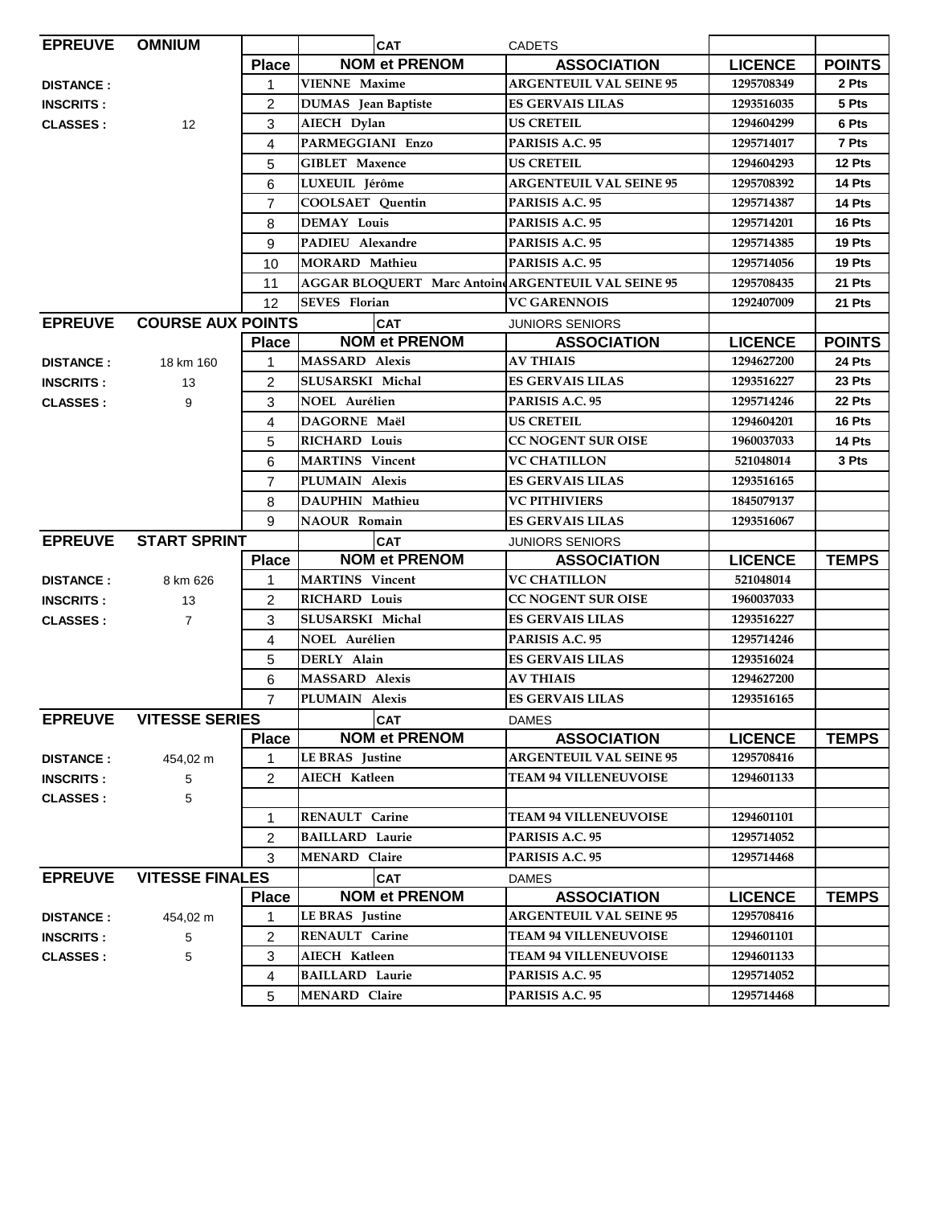| EPREUVE | OMNIUM | | CAT | CADETS | | |
|---|---|---|---|---|---|---|
| | | Place | NOM et PRENOM | ASSOCIATION | LICENCE | POINTS |
| DISTANCE : | | 1 | VIENNE Maxime | ARGENTEUIL VAL SEINE 95 | 1295708349 | 2 Pts |
| INSCRITS : | | 2 | DUMAS Jean Baptiste | ES GERVAIS LILAS | 1293516035 | 5 Pts |
| CLASSES : | 12 | 3 | AIECH Dylan | US CRETEIL | 1294604299 | 6 Pts |
| | | 4 | PARMEGGIANI Enzo | PARISIS A.C. 95 | 1295714017 | 7 Pts |
| | | 5 | GIBLET Maxence | US CRETEIL | 1294604293 | 12 Pts |
| | | 6 | LUXEUIL Jérôme | ARGENTEUIL VAL SEINE 95 | 1295708392 | 14 Pts |
| | | 7 | COOLSAET Quentin | PARISIS A.C. 95 | 1295714387 | 14 Pts |
| | | 8 | DEMAY Louis | PARISIS A.C. 95 | 1295714201 | 16 Pts |
| | | 9 | PADIEU Alexandre | PARISIS A.C. 95 | 1295714385 | 19 Pts |
| | | 10 | MORARD Mathieu | PARISIS A.C. 95 | 1295714056 | 19 Pts |
| | | 11 | AGGAR BLOQUERT Marc Antoine | ARGENTEUIL VAL SEINE 95 | 1295708435 | 21 Pts |
| | | 12 | SEVES Florian | VC GARENNOIS | 1292407009 | 21 Pts |

| EPREUVE | COURSE AUX POINTS | | CAT | JUNIORS SENIORS | | |
|---|---|---|---|---|---|---|
| | | Place | NOM et PRENOM | ASSOCIATION | LICENCE | POINTS |
| DISTANCE : | 18 km 160 | 1 | MASSARD Alexis | AV THIAIS | 1294627200 | 24 Pts |
| INSCRITS : | 13 | 2 | SLUSARSKI Michal | ES GERVAIS LILAS | 1293516227 | 23 Pts |
| CLASSES : | 9 | 3 | NOEL Aurélien | PARISIS A.C. 95 | 1295714246 | 22 Pts |
| | | 4 | DAGORNE Maël | US CRETEIL | 1294604201 | 16 Pts |
| | | 5 | RICHARD Louis | CC NOGENT SUR OISE | 1960037033 | 14 Pts |
| | | 6 | MARTINS Vincent | VC CHATILLON | 521048014 | 3 Pts |
| | | 7 | PLUMAIN Alexis | ES GERVAIS LILAS | 1293516165 | |
| | | 8 | DAUPHIN Mathieu | VC PITHIVIERS | 1845079137 | |
| | | 9 | NAOUR Romain | ES GERVAIS LILAS | 1293516067 | |

| EPREUVE | START SPRINT | | CAT | JUNIORS SENIORS | | |
|---|---|---|---|---|---|---|
| | | Place | NOM et PRENOM | ASSOCIATION | LICENCE | TEMPS |
| DISTANCE : | 8 km 626 | 1 | MARTINS Vincent | VC CHATILLON | 521048014 | |
| INSCRITS : | 13 | 2 | RICHARD Louis | CC NOGENT SUR OISE | 1960037033 | |
| CLASSES : | 7 | 3 | SLUSARSKI Michal | ES GERVAIS LILAS | 1293516227 | |
| | | 4 | NOEL Aurélien | PARISIS A.C. 95 | 1295714246 | |
| | | 5 | DERLY Alain | ES GERVAIS LILAS | 1293516024 | |
| | | 6 | MASSARD Alexis | AV THIAIS | 1294627200 | |
| | | 7 | PLUMAIN Alexis | ES GERVAIS LILAS | 1293516165 | |

| EPREUVE | VITESSE SERIES | | CAT | DAMES | | |
|---|---|---|---|---|---|---|
| | | Place | NOM et PRENOM | ASSOCIATION | LICENCE | TEMPS |
| DISTANCE : | 454,02 m | 1 | LE BRAS Justine | ARGENTEUIL VAL SEINE 95 | 1295708416 | |
| INSCRITS : | 5 | 2 | AIECH Katleen | TEAM 94 VILLENEUVOISE | 1294601133 | |
| CLASSES : | 5 | | | | | |
| | | 1 | RENAULT Carine | TEAM 94 VILLENEUVOISE | 1294601101 | |
| | | 2 | BAILLARD Laurie | PARISIS A.C. 95 | 1295714052 | |
| | | 3 | MENARD Claire | PARISIS A.C. 95 | 1295714468 | |

| EPREUVE | VITESSE FINALES | | CAT | DAMES | | |
|---|---|---|---|---|---|---|
| | | Place | NOM et PRENOM | ASSOCIATION | LICENCE | TEMPS |
| DISTANCE : | 454,02 m | 1 | LE BRAS Justine | ARGENTEUIL VAL SEINE 95 | 1295708416 | |
| INSCRITS : | 5 | 2 | RENAULT Carine | TEAM 94 VILLENEUVOISE | 1294601101 | |
| CLASSES : | 5 | 3 | AIECH Katleen | TEAM 94 VILLENEUVOISE | 1294601133 | |
| | | 4 | BAILLARD Laurie | PARISIS A.C. 95 | 1295714052 | |
| | | 5 | MENARD Claire | PARISIS A.C. 95 | 1295714468 | |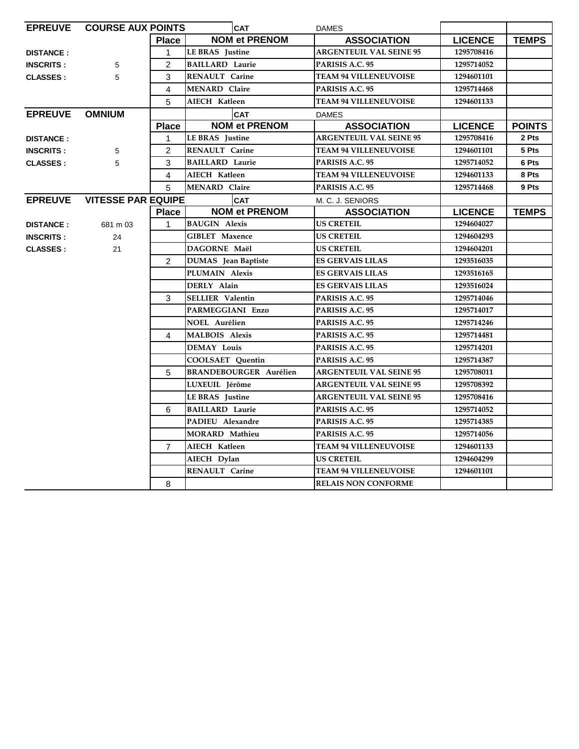| EPREUVE | COURSE AUX POINTS | | CAT | DAMES | | |
|---|---|---|---|---|---|---|
| | | **Place** | **NOM et PRENOM** | **ASSOCIATION** | **LICENCE** | **TEMPS** |
| **DISTANCE :** | | 1 | LE BRAS Justine | ARGENTEUIL VAL SEINE 95 | 1295708416 | |
| **INSCRITS :** | 5 | 2 | BAILLARD Laurie | PARISIS A.C. 95 | 1295714052 | |
| **CLASSES :** | 5 | 3 | RENAULT Carine | TEAM 94 VILLENEUVOISE | 1294601101 | |
| | | 4 | MENARD Claire | PARISIS A.C. 95 | 1295714468 | |
| | | 5 | AIECH Katleen | TEAM 94 VILLENEUVOISE | 1294601133 | |

| EPREUVE | OMNIUM | | CAT | DAMES | | |
|---|---|---|---|---|---|---|
| | | **Place** | **NOM et PRENOM** | **ASSOCIATION** | **LICENCE** | **POINTS** |
| **DISTANCE :** | | 1 | LE BRAS Justine | ARGENTEUIL VAL SEINE 95 | 1295708416 | 2 Pts |
| **INSCRITS :** | 5 | 2 | RENAULT Carine | TEAM 94 VILLENEUVOISE | 1294601101 | 5 Pts |
| **CLASSES :** | 5 | 3 | BAILLARD Laurie | PARISIS A.C. 95 | 1295714052 | 6 Pts |
| | | 4 | AIECH Katleen | TEAM 94 VILLENEUVOISE | 1294601133 | 8 Pts |
| | | 5 | MENARD Claire | PARISIS A.C. 95 | 1295714468 | 9 Pts |

| EPREUVE | VITESSE PAR EQUIPE | | CAT | M. C. J. SENIORS | | |
|---|---|---|---|---|---|---|
| | | **Place** | **NOM et PRENOM** | **ASSOCIATION** | **LICENCE** | **TEMPS** |
| **DISTANCE :** | 681 m 03 | 1 | BAUGIN Alexis | US CRETEIL | 1294604027 | |
| **INSCRITS :** | 24 | | GIBLET Maxence | US CRETEIL | 1294604293 | |
| **CLASSES :** | 21 | | DAGORNE Maël | US CRETEIL | 1294604201 | |
| | | 2 | DUMAS Jean Baptiste | ES GERVAIS LILAS | 1293516035 | |
| | | | PLUMAIN Alexis | ES GERVAIS LILAS | 1293516165 | |
| | | | DERLY Alain | ES GERVAIS LILAS | 1293516024 | |
| | | 3 | SELLIER Valentin | PARISIS A.C. 95 | 1295714046 | |
| | | | PARMEGGIANI Enzo | PARISIS A.C. 95 | 1295714017 | |
| | | | NOEL Aurélien | PARISIS A.C. 95 | 1295714246 | |
| | | 4 | MALBOIS Alexis | PARISIS A.C. 95 | 1295714481 | |
| | | | DEMAY Louis | PARISIS A.C. 95 | 1295714201 | |
| | | | COOLSAET Quentin | PARISIS A.C. 95 | 1295714387 | |
| | | 5 | BRANDEBOURGER Aurélien | ARGENTEUIL VAL SEINE 95 | 1295708011 | |
| | | | LUXEUIL Jérôme | ARGENTEUIL VAL SEINE 95 | 1295708392 | |
| | | | LE BRAS Justine | ARGENTEUIL VAL SEINE 95 | 1295708416 | |
| | | 6 | BAILLARD Laurie | PARISIS A.C. 95 | 1295714052 | |
| | | | PADIEU Alexandre | PARISIS A.C. 95 | 1295714385 | |
| | | | MORARD Mathieu | PARISIS A.C. 95 | 1295714056 | |
| | | 7 | AIECH Katleen | TEAM 94 VILLENEUVOISE | 1294601133 | |
| | | | AIECH Dylan | US CRETEIL | 1294604299 | |
| | | | RENAULT Carine | TEAM 94 VILLENEUVOISE | 1294601101 | |
| | | 8 | | RELAIS NON CONFORME | | |